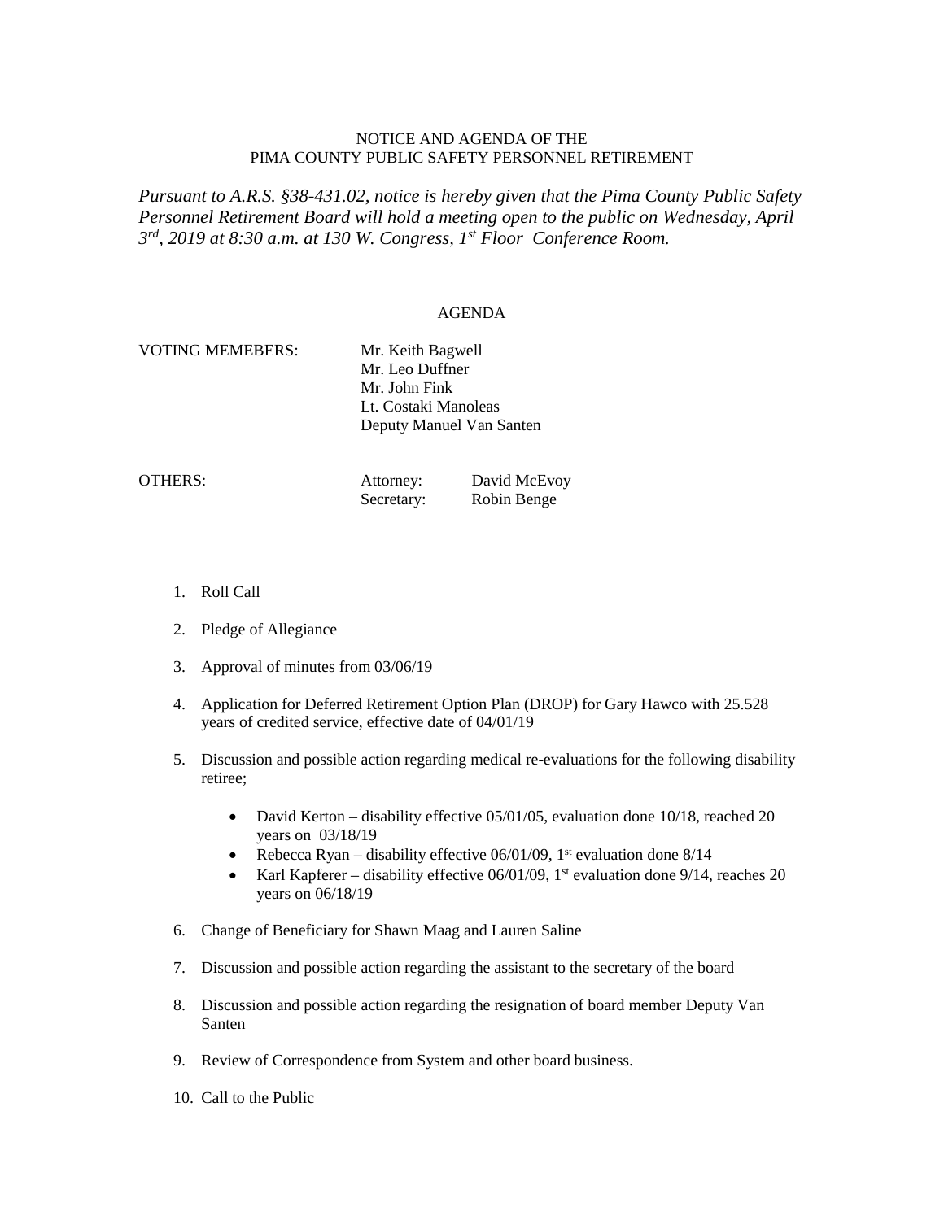NOTICE AND AGENDA OF THE
PIMA COUNTY PUBLIC SAFETY PERSONNEL RETIREMENT

*Pursuant to A.R.S. §38-431.02, notice is hereby given that the Pima County Public Safety Personnel Retirement Board will hold a meeting open to the public on Wednesday, April 3rd, 2019 at 8:30 a.m. at 130 W. Congress, 1st Floor Conference Room.*

AGENDA

VOTING MEMEBERS: Mr. Keith Bagwell
Mr. Leo Duffner
Mr. John Fink
Lt. Costaki Manoleas
Deputy Manuel Van Santen

OTHERS: Attorney: David McEvoy
Secretary: Robin Benge

1. Roll Call
2. Pledge of Allegiance
3. Approval of minutes from 03/06/19
4. Application for Deferred Retirement Option Plan (DROP) for Gary Hawco with 25.528 years of credited service, effective date of 04/01/19
5. Discussion and possible action regarding medical re-evaluations for the following disability retiree;
   - David Kerton – disability effective 05/01/05, evaluation done 10/18, reached 20 years on 03/18/19
   - Rebecca Ryan – disability effective 06/01/09, 1st evaluation done 8/14
   - Karl Kapferer – disability effective 06/01/09, 1st evaluation done 9/14, reaches 20 years on 06/18/19
6. Change of Beneficiary for Shawn Maag and Lauren Saline
7. Discussion and possible action regarding the assistant to the secretary of the board
8. Discussion and possible action regarding the resignation of board member Deputy Van Santen
9. Review of Correspondence from System and other board business.
10. Call to the Public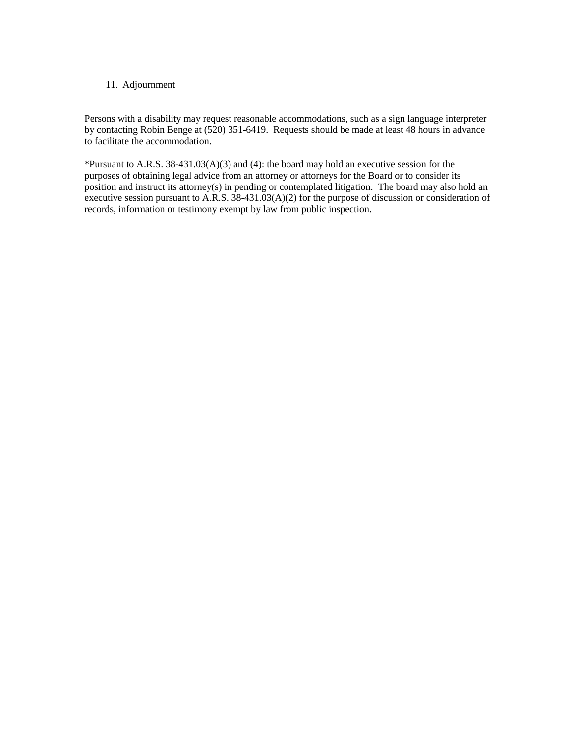11. Adjournment

Persons with a disability may request reasonable accommodations, such as a sign language interpreter by contacting Robin Benge at (520) 351-6419. Requests should be made at least 48 hours in advance to facilitate the accommodation.

*Pursuant to A.R.S. 38-431.03(A)(3) and (4): the board may hold an executive session for the purposes of obtaining legal advice from an attorney or attorneys for the Board or to consider its position and instruct its attorney(s) in pending or contemplated litigation. The board may also hold an executive session pursuant to A.R.S. 38-431.03(A)(2) for the purpose of discussion or consideration of records, information or testimony exempt by law from public inspection.